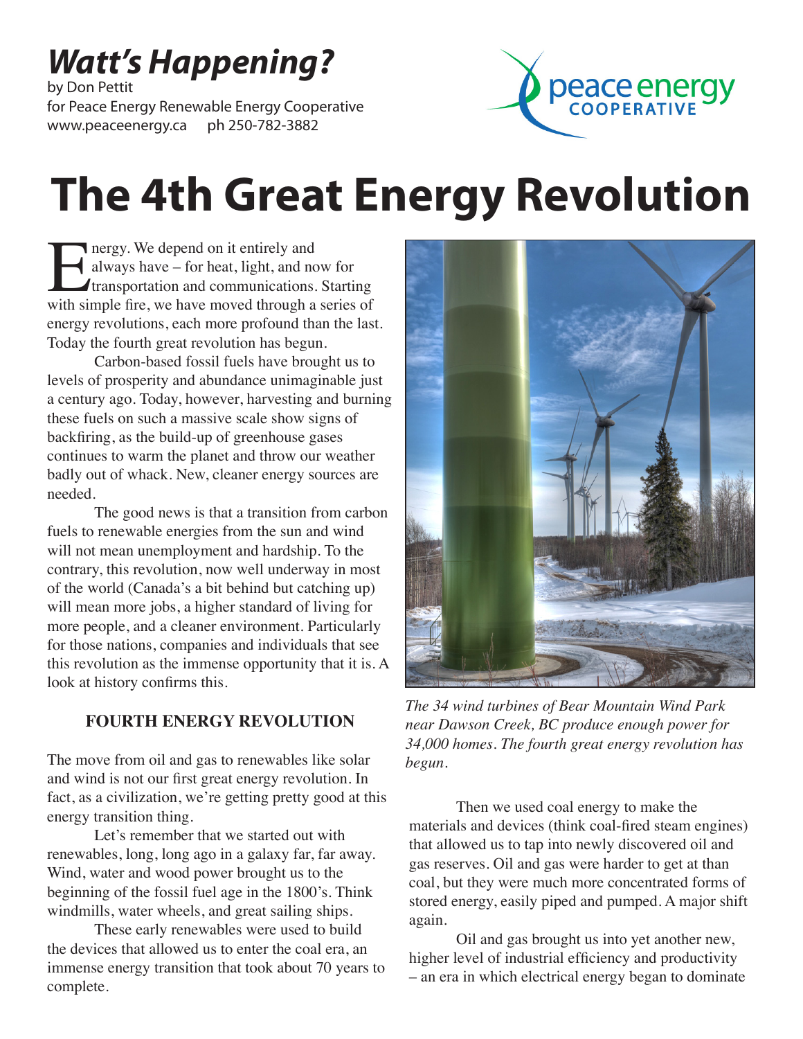# *Watt's Happening?*

by Don Pettit
for Peace Energy Renewable Energy Cooperative
www.peaceenergy.ca    ph 250-782-3882

# The 4th Great Energy Revolution

Energy. We depend on it entirely and always have – for heat, light, and now for transportation and communications. Starting with simple fire, we have moved through a series of energy revolutions, each more profound than the last. Today the fourth great revolution has begun.

Carbon-based fossil fuels have brought us to levels of prosperity and abundance unimaginable just a century ago. Today, however, harvesting and burning these fuels on such a massive scale show signs of backfiring, as the build-up of greenhouse gases continues to warm the planet and throw our weather badly out of whack. New, cleaner energy sources are needed.

The good news is that a transition from carbon fuels to renewable energies from the sun and wind will not mean unemployment and hardship. To the contrary, this revolution, now well underway in most of the world (Canada's a bit behind but catching up) will mean more jobs, a higher standard of living for more people, and a cleaner environment. Particularly for those nations, companies and individuals that see this revolution as the immense opportunity that it is. A look at history confirms this.

### FOURTH ENERGY REVOLUTION

The move from oil and gas to renewables like solar and wind is not our first great energy revolution. In fact, as a civilization, we're getting pretty good at this energy transition thing.

Let's remember that we started out with renewables, long, long ago in a galaxy far, far away. Wind, water and wood power brought us to the beginning of the fossil fuel age in the 1800's. Think windmills, water wheels, and great sailing ships.

These early renewables were used to build the devices that allowed us to enter the coal era, an immense energy transition that took about 70 years to complete.

*The 34 wind turbines of Bear Mountain Wind Park near Dawson Creek, BC produce enough power for 34,000 homes. The fourth great energy revolution has begun.*

Then we used coal energy to make the materials and devices (think coal-fired steam engines) that allowed us to tap into newly discovered oil and gas reserves. Oil and gas were harder to get at than coal, but they were much more concentrated forms of stored energy, easily piped and pumped. A major shift again.

Oil and gas brought us into yet another new, higher level of industrial efficiency and productivity – an era in which electrical energy began to dominate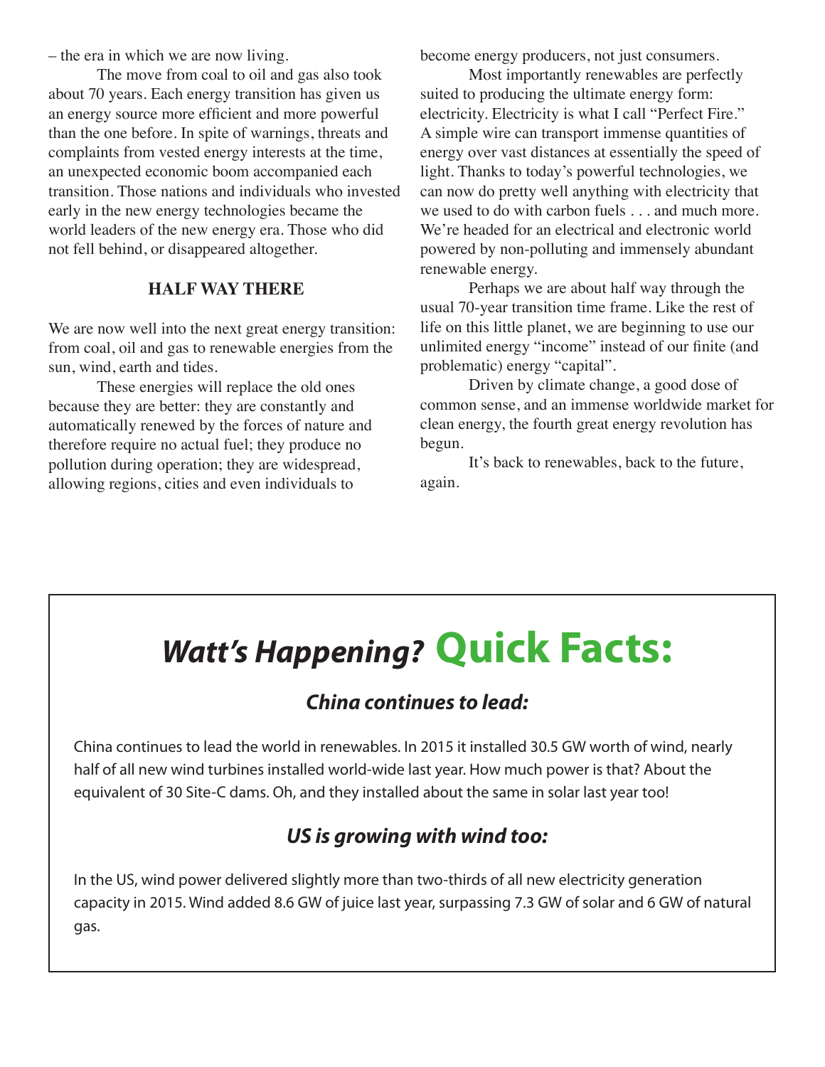– the era in which we are now living.

The move from coal to oil and gas also took about 70 years. Each energy transition has given us an energy source more efficient and more powerful than the one before. In spite of warnings, threats and complaints from vested energy interests at the time, an unexpected economic boom accompanied each transition. Those nations and individuals who invested early in the new energy technologies became the world leaders of the new energy era. Those who did not fell behind, or disappeared altogether.

### HALF WAY THERE

We are now well into the next great energy transition: from coal, oil and gas to renewable energies from the sun, wind, earth and tides.

These energies will replace the old ones because they are better: they are constantly and automatically renewed by the forces of nature and therefore require no actual fuel; they produce no pollution during operation; they are widespread, allowing regions, cities and even individuals to become energy producers, not just consumers.

Most importantly renewables are perfectly suited to producing the ultimate energy form: electricity. Electricity is what I call "Perfect Fire." A simple wire can transport immense quantities of energy over vast distances at essentially the speed of light. Thanks to today's powerful technologies, we can now do pretty well anything with electricity that we used to do with carbon fuels . . . and much more. We're headed for an electrical and electronic world powered by non-polluting and immensely abundant renewable energy.

Perhaps we are about half way through the usual 70-year transition time frame. Like the rest of life on this little planet, we are beginning to use our unlimited energy "income" instead of our finite (and problematic) energy "capital".

Driven by climate change, a good dose of common sense, and an immense worldwide market for clean energy, the fourth great energy revolution has begun.

It's back to renewables, back to the future, again.

## *Watt's Happening?* Quick Facts:

### *China continues to lead:*

China continues to lead the world in renewables. In 2015 it installed 30.5 GW worth of wind, nearly half of all new wind turbines installed world-wide last year. How much power is that? About the equivalent of 30 Site-C dams. Oh, and they installed about the same in solar last year too!

### *US is growing with wind too:*

In the US, wind power delivered slightly more than two-thirds of all new electricity generation capacity in 2015. Wind added 8.6 GW of juice last year, surpassing 7.3 GW of solar and 6 GW of natural gas.